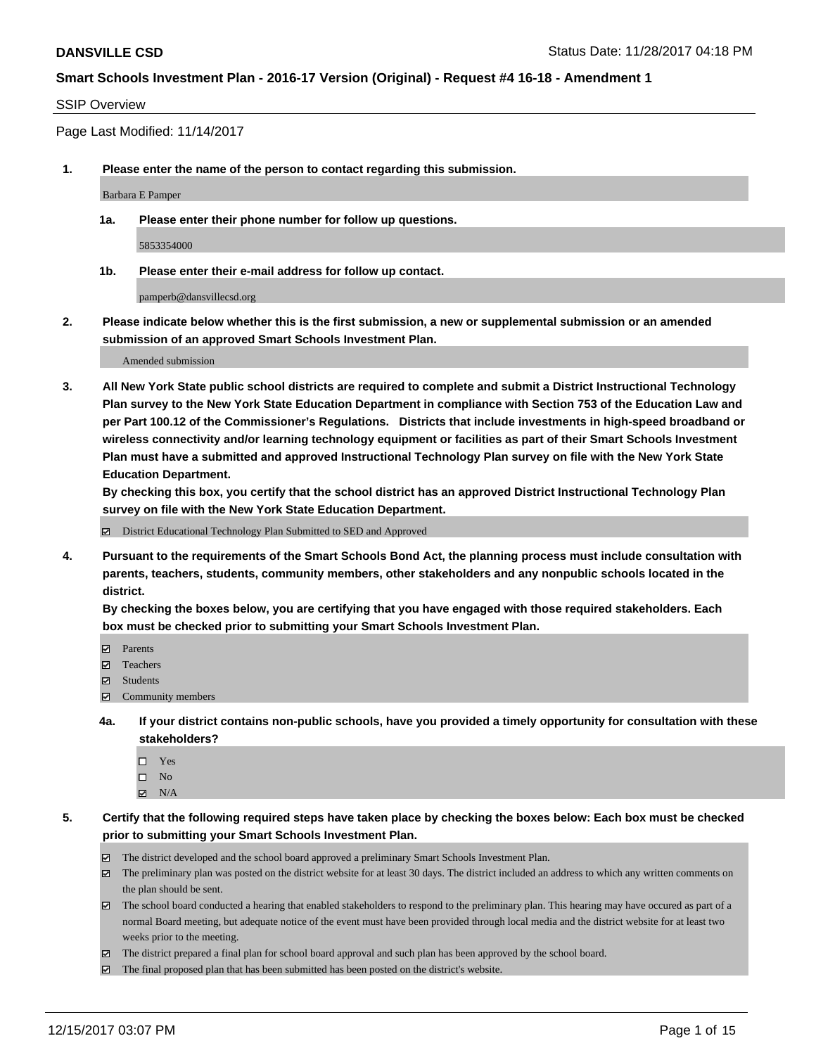**DANSVILLE CSD** Status Date: 11/28/2017 04:18 PM

**Smart Schools Investment Plan - 2016-17 Version (Original) - Request #4 16-18 - Amendment 1**

SSIP Overview

Page Last Modified: 11/14/2017

1. **Please enter the name of the person to contact regarding this submission.**

   Barbara E Pamper

   1a. **Please enter their phone number for follow up questions.**

   5853354000

   1b. **Please enter their e-mail address for follow up contact.**

   pamperb@dansvillecsd.org

2. **Please indicate below whether this is the first submission, a new or supplemental submission or an amended submission of an approved Smart Schools Investment Plan.**

   Amended submission

3. **All New York State public school districts are required to complete and submit a District Instructional Technology Plan survey to the New York State Education Department in compliance with Section 753 of the Education Law and per Part 100.12 of the Commissioner's Regulations. Districts that include investments in high-speed broadband or wireless connectivity and/or learning technology equipment or facilities as part of their Smart Schools Investment Plan must have a submitted and approved Instructional Technology Plan survey on file with the New York State Education Department.**
   **By checking this box, you certify that the school district has an approved District Instructional Technology Plan survey on file with the New York State Education Department.**

   ☑ District Educational Technology Plan Submitted to SED and Approved

4. **Pursuant to the requirements of the Smart Schools Bond Act, the planning process must include consultation with parents, teachers, students, community members, other stakeholders and any nonpublic schools located in the district.**
   **By checking the boxes below, you are certifying that you have engaged with those required stakeholders. Each box must be checked prior to submitting your Smart Schools Investment Plan.**

   ☑ Parents
   ☑ Teachers
   ☑ Students
   ☑ Community members

   4a. **If your district contains non-public schools, have you provided a timely opportunity for consultation with these stakeholders?**

   ☐ Yes
   ☐ No
   ☑ N/A

5. **Certify that the following required steps have taken place by checking the boxes below: Each box must be checked prior to submitting your Smart Schools Investment Plan.**

   ☑ The district developed and the school board approved a preliminary Smart Schools Investment Plan.
   ☑ The preliminary plan was posted on the district website for at least 30 days. The district included an address to which any written comments on the plan should be sent.
   ☑ The school board conducted a hearing that enabled stakeholders to respond to the preliminary plan. This hearing may have occured as part of a normal Board meeting, but adequate notice of the event must have been provided through local media and the district website for at least two weeks prior to the meeting.
   ☑ The district prepared a final plan for school board approval and such plan has been approved by the school board.
   ☑ The final proposed plan that has been submitted has been posted on the district's website.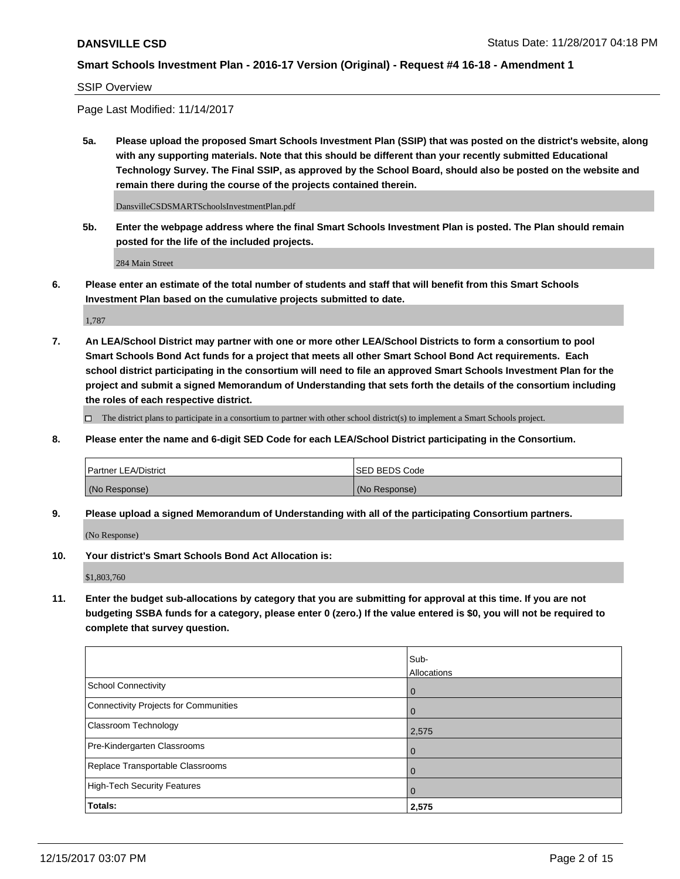**DANSVILLE CSD** Status Date: 11/28/2017 04:18 PM

**Smart Schools Investment Plan - 2016-17 Version (Original) - Request #4 16-18 - Amendment 1**

SSIP Overview

Page Last Modified: 11/14/2017

**5a. Please upload the proposed Smart Schools Investment Plan (SSIP) that was posted on the district's website, along with any supporting materials. Note that this should be different than your recently submitted Educational Technology Survey. The Final SSIP, as approved by the School Board, should also be posted on the website and remain there during the course of the projects contained therein.**

DansvilleCSDSMARTSchoolsInvestmentPlan.pdf

**5b. Enter the webpage address where the final Smart Schools Investment Plan is posted. The Plan should remain posted for the life of the included projects.**

284 Main Street

**6. Please enter an estimate of the total number of students and staff that will benefit from this Smart Schools Investment Plan based on the cumulative projects submitted to date.**

1,787

**7. An LEA/School District may partner with one or more other LEA/School Districts to form a consortium to pool Smart Schools Bond Act funds for a project that meets all other Smart School Bond Act requirements. Each school district participating in the consortium will need to file an approved Smart Schools Investment Plan for the project and submit a signed Memorandum of Understanding that sets forth the details of the consortium including the roles of each respective district.**

☐ The district plans to participate in a consortium to partner with other school district(s) to implement a Smart Schools project.

**8. Please enter the name and 6-digit SED Code for each LEA/School District participating in the Consortium.**

| Partner LEA/District | SED BEDS Code |
|---|---|
| (No Response) | (No Response) |

**9. Please upload a signed Memorandum of Understanding with all of the participating Consortium partners.**

(No Response)

**10. Your district's Smart Schools Bond Act Allocation is:**

$1,803,760

**11. Enter the budget sub-allocations by category that you are submitting for approval at this time. If you are not budgeting SSBA funds for a category, please enter 0 (zero.) If the value entered is $0, you will not be required to complete that survey question.**

| | Sub-Allocations |
|---|---|
| School Connectivity | 0 |
| Connectivity Projects for Communities | 0 |
| Classroom Technology | 2,575 |
| Pre-Kindergarten Classrooms | 0 |
| Replace Transportable Classrooms | 0 |
| High-Tech Security Features | 0 |
| **Totals:** | **2,575** |

12/15/2017 03:07 PM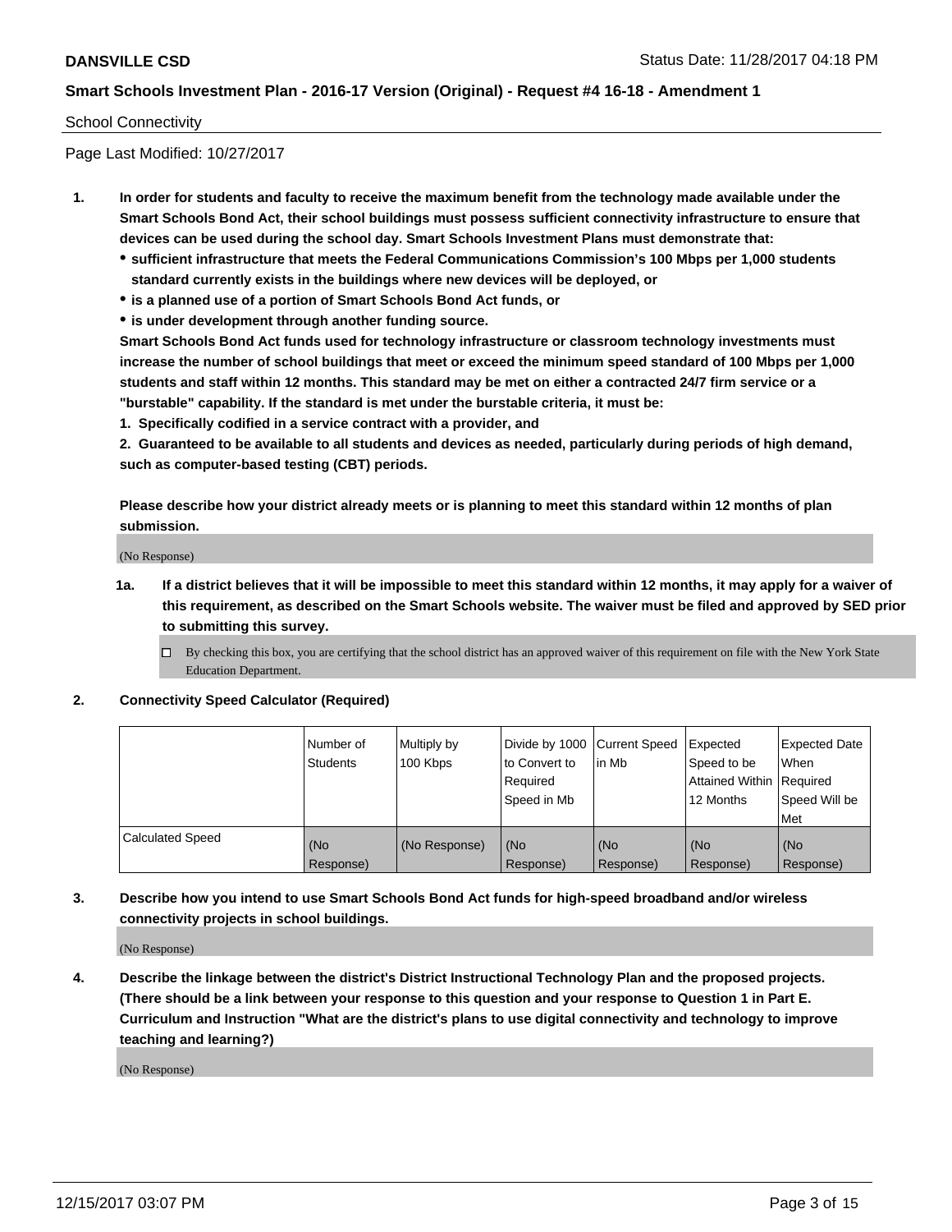**DANSVILLE CSD** Status Date: 11/28/2017 04:18 PM

**Smart Schools Investment Plan - 2016-17 Version (Original) - Request #4 16-18 - Amendment 1**

School Connectivity

Page Last Modified: 10/27/2017

1. **In order for students and faculty to receive the maximum benefit from the technology made available under the Smart Schools Bond Act, their school buildings must possess sufficient connectivity infrastructure to ensure that devices can be used during the school day. Smart Schools Investment Plans must demonstrate that:**
   - **sufficient infrastructure that meets the Federal Communications Commission's 100 Mbps per 1,000 students standard currently exists in the buildings where new devices will be deployed, or**
   - **is a planned use of a portion of Smart Schools Bond Act funds, or**
   - **is under development through another funding source.**

   **Smart Schools Bond Act funds used for technology infrastructure or classroom technology investments must increase the number of school buildings that meet or exceed the minimum speed standard of 100 Mbps per 1,000 students and staff within 12 months. This standard may be met on either a contracted 24/7 firm service or a "burstable" capability. If the standard is met under the burstable criteria, it must be:**

   **1. Specifically codified in a service contract with a provider, and**

   **2. Guaranteed to be available to all students and devices as needed, particularly during periods of high demand, such as computer-based testing (CBT) periods.**

   **Please describe how your district already meets or is planning to meet this standard within 12 months of plan submission.**

   (No Response)

   1a. **If a district believes that it will be impossible to meet this standard within 12 months, it may apply for a waiver of this requirement, as described on the Smart Schools website. The waiver must be filed and approved by SED prior to submitting this survey.**

   ☐ By checking this box, you are certifying that the school district has an approved waiver of this requirement on file with the New York State Education Department.

2. **Connectivity Speed Calculator (Required)**

| | Number of Students | Multiply by 100 Kbps | Divide by 1000 to Convert to Required Speed in Mb | Current Speed in Mb | Expected Speed to be Attained Within 12 Months | Expected Date When Required Speed Will be Met |
|---|---|---|---|---|---|---|
| Calculated Speed | (No Response) | (No Response) | (No Response) | (No Response) | (No Response) | (No Response) |

3. **Describe how you intend to use Smart Schools Bond Act funds for high-speed broadband and/or wireless connectivity projects in school buildings.**

   (No Response)

4. **Describe the linkage between the district's District Instructional Technology Plan and the proposed projects. (There should be a link between your response to this question and your response to Question 1 in Part E. Curriculum and Instruction "What are the district's plans to use digital connectivity and technology to improve teaching and learning?)**

   (No Response)

12/15/2017 03:07 PM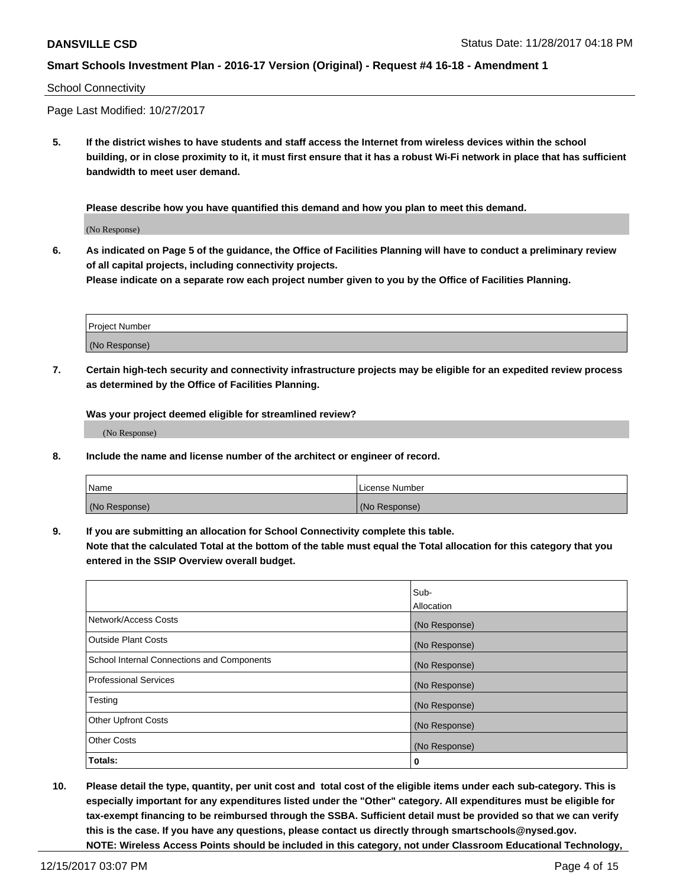School Connectivity

Page Last Modified: 10/27/2017

**5. If the district wishes to have students and staff access the Internet from wireless devices within the school building, or in close proximity to it, it must first ensure that it has a robust Wi-Fi network in place that has sufficient bandwidth to meet user demand.**

**Please describe how you have quantified this demand and how you plan to meet this demand.**

(No Response)

**6. As indicated on Page 5 of the guidance, the Office of Facilities Planning will have to conduct a preliminary review of all capital projects, including connectivity projects.**
**Please indicate on a separate row each project number given to you by the Office of Facilities Planning.**

| Project Number |
| --- |
| (No Response) |

**7. Certain high-tech security and connectivity infrastructure projects may be eligible for an expedited review process as determined by the Office of Facilities Planning.**

**Was your project deemed eligible for streamlined review?**

(No Response)

**8. Include the name and license number of the architect or engineer of record.**

| Name | License Number |
| --- | --- |
| (No Response) | (No Response) |

**9. If you are submitting an allocation for School Connectivity complete this table.**
**Note that the calculated Total at the bottom of the table must equal the Total allocation for this category that you entered in the SSIP Overview overall budget.**

| | Sub-Allocation |
| --- | --- |
| Network/Access Costs | (No Response) |
| Outside Plant Costs | (No Response) |
| School Internal Connections and Components | (No Response) |
| Professional Services | (No Response) |
| Testing | (No Response) |
| Other Upfront Costs | (No Response) |
| Other Costs | (No Response) |
| **Totals:** | **0** |

**10. Please detail the type, quantity, per unit cost and total cost of the eligible items under each sub-category. This is especially important for any expenditures listed under the "Other" category. All expenditures must be eligible for tax-exempt financing to be reimbursed through the SSBA. Sufficient detail must be provided so that we can verify this is the case. If you have any questions, please contact us directly through smartschools@nysed.gov.**
**NOTE: Wireless Access Points should be included in this category, not under Classroom Educational Technology,**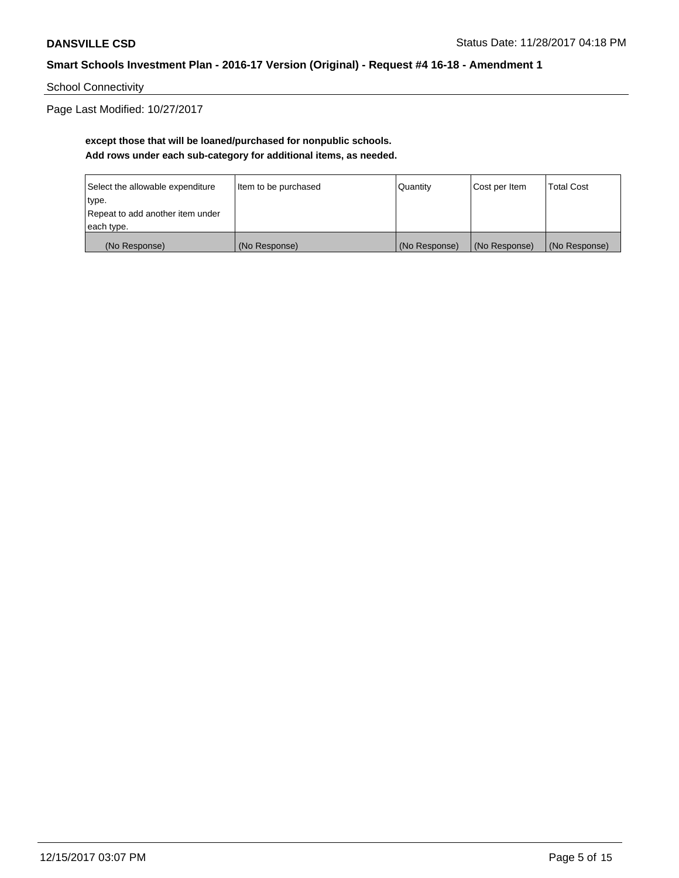School Connectivity

Page Last Modified: 10/27/2017

**except those that will be loaned/purchased for nonpublic schools.**
**Add rows under each sub-category for additional items, as needed.**

| Select the allowable expenditure type. Repeat to add another item under each type. | Item to be purchased | Quantity | Cost per Item | Total Cost |
|---|---|---|---|---|
| (No Response) | (No Response) | (No Response) | (No Response) | (No Response) |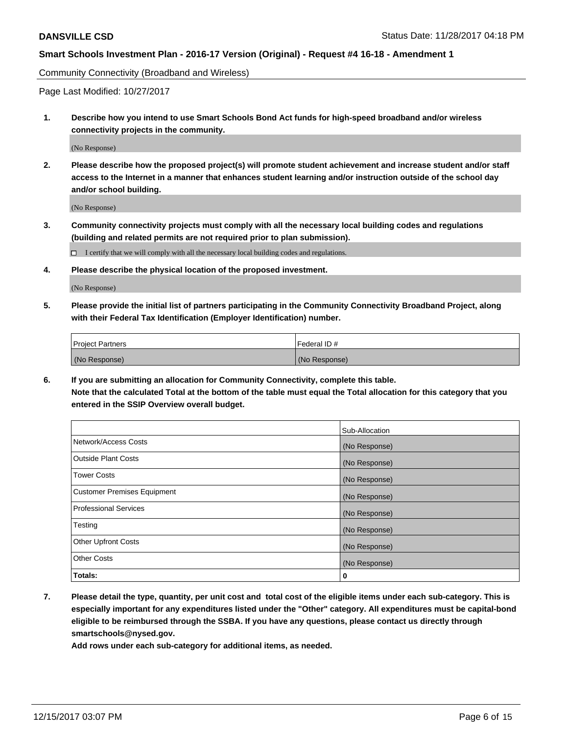Community Connectivity (Broadband and Wireless)

Page Last Modified: 10/27/2017

**1. Describe how you intend to use Smart Schools Bond Act funds for high-speed broadband and/or wireless connectivity projects in the community.**

(No Response)

**2. Please describe how the proposed project(s) will promote student achievement and increase student and/or staff access to the Internet in a manner that enhances student learning and/or instruction outside of the school day and/or school building.**

(No Response)

**3. Community connectivity projects must comply with all the necessary local building codes and regulations (building and related permits are not required prior to plan submission).**

☐ I certify that we will comply with all the necessary local building codes and regulations.

**4. Please describe the physical location of the proposed investment.**

(No Response)

**5. Please provide the initial list of partners participating in the Community Connectivity Broadband Project, along with their Federal Tax Identification (Employer Identification) number.**

| Project Partners | Federal ID # |
|---|---|
| (No Response) | (No Response) |

**6. If you are submitting an allocation for Community Connectivity, complete this table.**
**Note that the calculated Total at the bottom of the table must equal the Total allocation for this category that you entered in the SSIP Overview overall budget.**

| | Sub-Allocation |
|---|---|
| Network/Access Costs | (No Response) |
| Outside Plant Costs | (No Response) |
| Tower Costs | (No Response) |
| Customer Premises Equipment | (No Response) |
| Professional Services | (No Response) |
| Testing | (No Response) |
| Other Upfront Costs | (No Response) |
| Other Costs | (No Response) |
| **Totals:** | **0** |

**7. Please detail the type, quantity, per unit cost and total cost of the eligible items under each sub-category. This is especially important for any expenditures listed under the "Other" category. All expenditures must be capital-bond eligible to be reimbursed through the SSBA. If you have any questions, please contact us directly through smartschools@nysed.gov.**

**Add rows under each sub-category for additional items, as needed.**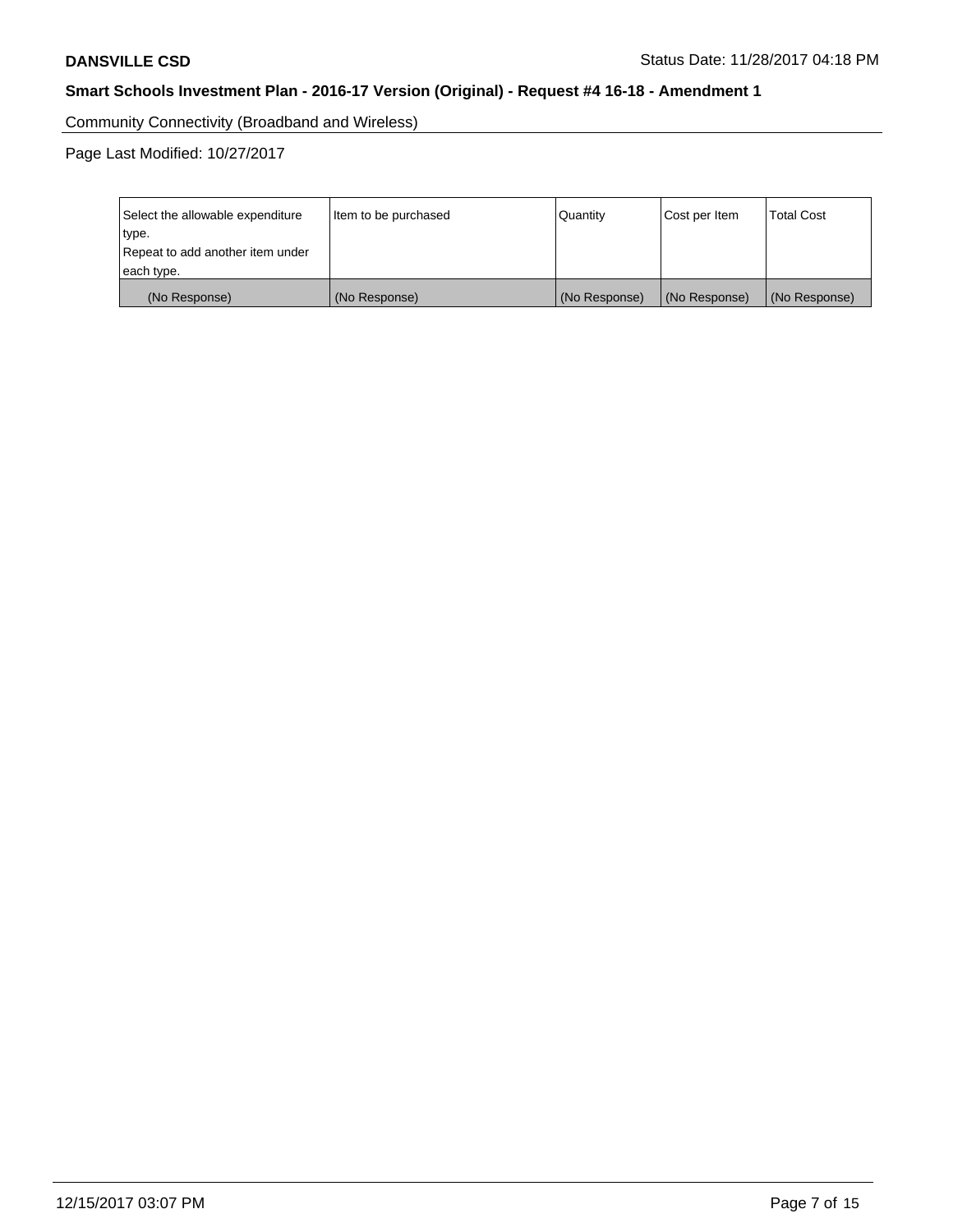Community Connectivity (Broadband and Wireless)

Page Last Modified: 10/27/2017

| Select the allowable expenditure type. Repeat to add another item under each type. | Item to be purchased | Quantity | Cost per Item | Total Cost |
| --- | --- | --- | --- | --- |
| (No Response) | (No Response) | (No Response) | (No Response) | (No Response) |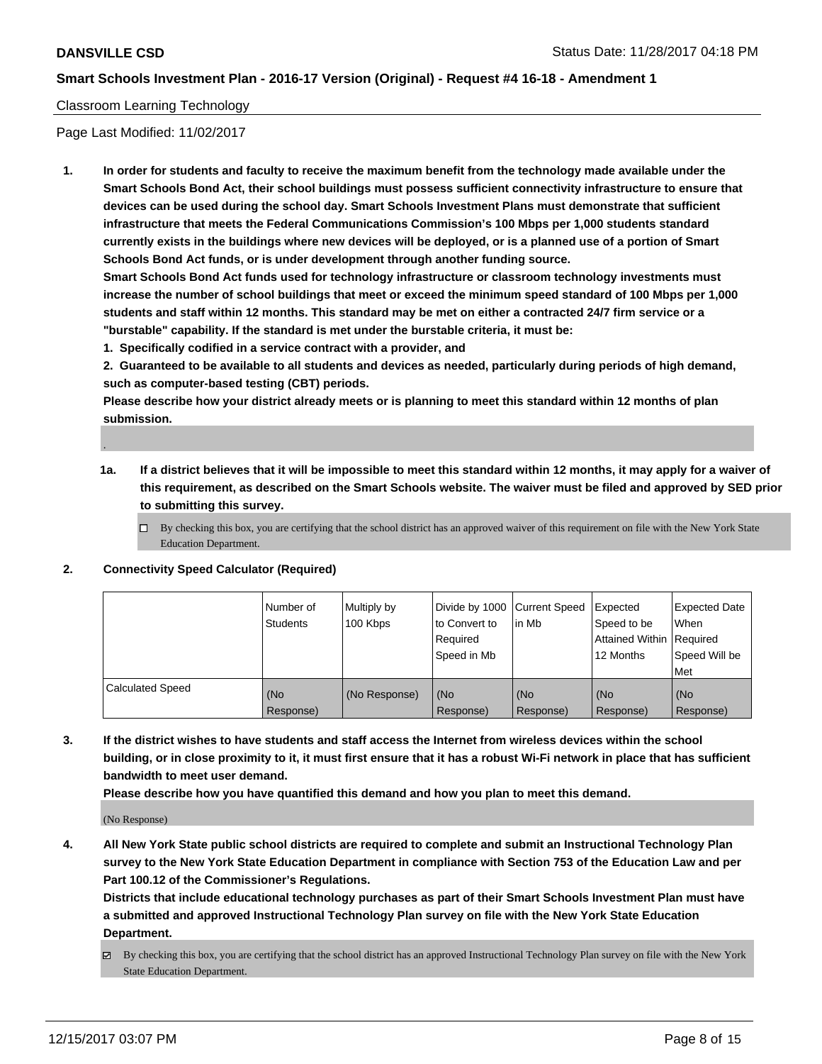**DANSVILLE CSD** Status Date: 11/28/2017 04:18 PM

**Smart Schools Investment Plan - 2016-17 Version (Original) - Request #4 16-18 - Amendment 1**

Classroom Learning Technology

Page Last Modified: 11/02/2017

**1. In order for students and faculty to receive the maximum benefit from the technology made available under the Smart Schools Bond Act, their school buildings must possess sufficient connectivity infrastructure to ensure that devices can be used during the school day. Smart Schools Investment Plans must demonstrate that sufficient infrastructure that meets the Federal Communications Commission's 100 Mbps per 1,000 students standard currently exists in the buildings where new devices will be deployed, or is a planned use of a portion of Smart Schools Bond Act funds, or is under development through another funding source.**

**Smart Schools Bond Act funds used for technology infrastructure or classroom technology investments must increase the number of school buildings that meet or exceed the minimum speed standard of 100 Mbps per 1,000 students and staff within 12 months. This standard may be met on either a contracted 24/7 firm service or a "burstable" capability. If the standard is met under the burstable criteria, it must be:**

**1. Specifically codified in a service contract with a provider, and**

**2. Guaranteed to be available to all students and devices as needed, particularly during periods of high demand, such as computer-based testing (CBT) periods.**

**Please describe how your district already meets or is planning to meet this standard within 12 months of plan submission.**

.

**1a. If a district believes that it will be impossible to meet this standard within 12 months, it may apply for a waiver of this requirement, as described on the Smart Schools website. The waiver must be filed and approved by SED prior to submitting this survey.**

☐ By checking this box, you are certifying that the school district has an approved waiver of this requirement on file with the New York State Education Department.

**2. Connectivity Speed Calculator (Required)**

| | Number of Students | Multiply by 100 Kbps | Divide by 1000 to Convert to Required Speed in Mb | Current Speed in Mb | Expected Speed to be Attained Within 12 Months | Expected Date When Required Speed Will be Met |
|---|---|---|---|---|---|---|
| Calculated Speed | (No Response) | (No Response) | (No Response) | (No Response) | (No Response) | (No Response) |

**3. If the district wishes to have students and staff access the Internet from wireless devices within the school building, or in close proximity to it, it must first ensure that it has a robust Wi-Fi network in place that has sufficient bandwidth to meet user demand.**

**Please describe how you have quantified this demand and how you plan to meet this demand.**

(No Response)

**4. All New York State public school districts are required to complete and submit an Instructional Technology Plan survey to the New York State Education Department in compliance with Section 753 of the Education Law and per Part 100.12 of the Commissioner's Regulations.**

**Districts that include educational technology purchases as part of their Smart Schools Investment Plan must have a submitted and approved Instructional Technology Plan survey on file with the New York State Education Department.**

☑ By checking this box, you are certifying that the school district has an approved Instructional Technology Plan survey on file with the New York State Education Department.

12/15/2017 03:07 PM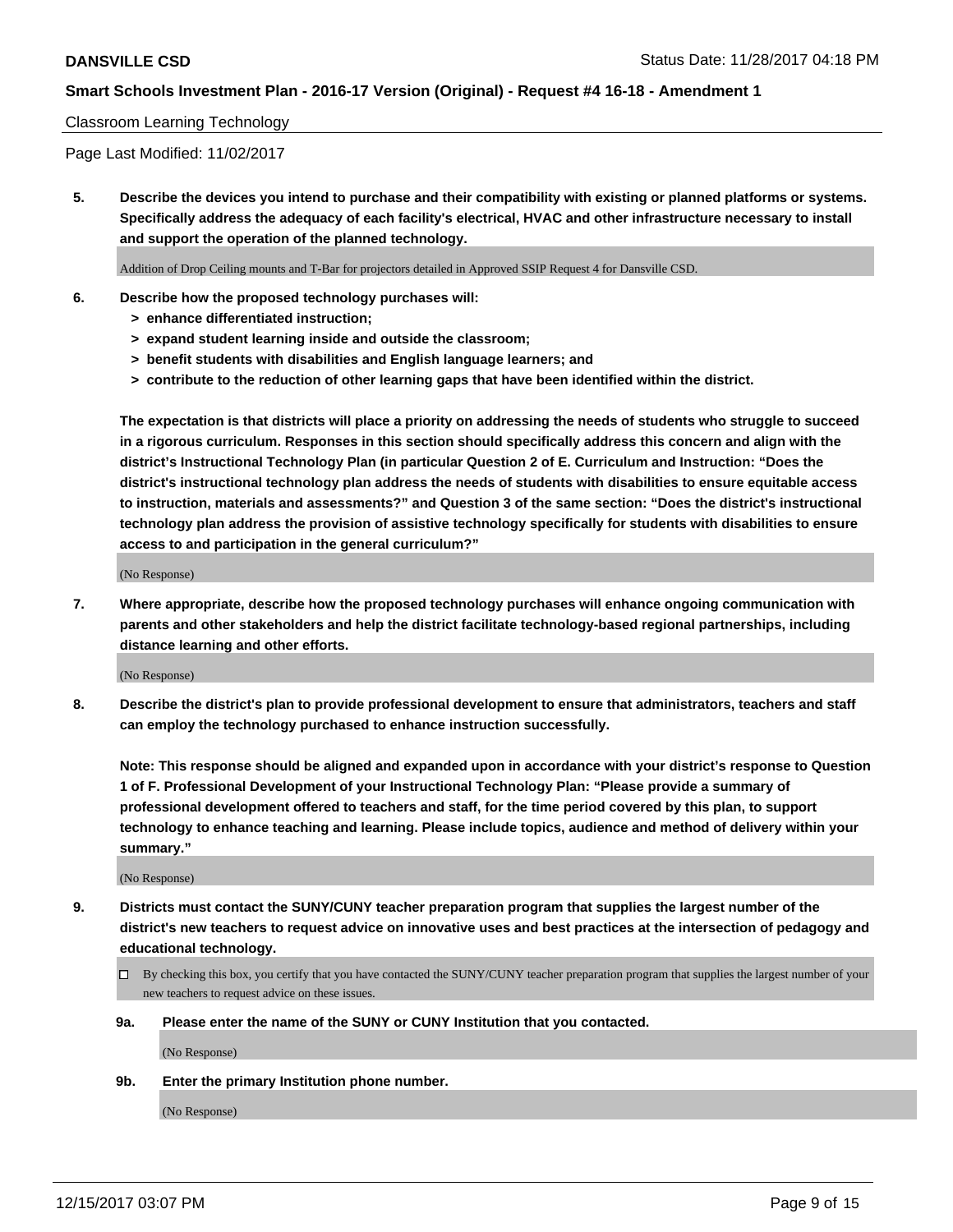Classroom Learning Technology

Page Last Modified: 11/02/2017

**5. Describe the devices you intend to purchase and their compatibility with existing or planned platforms or systems. Specifically address the adequacy of each facility's electrical, HVAC and other infrastructure necessary to install and support the operation of the planned technology.**

Addition of Drop Ceiling mounts and T-Bar for projectors detailed in Approved SSIP Request 4 for Dansville CSD.

**6. Describe how the proposed technology purchases will:**
- **> enhance differentiated instruction;**
- **> expand student learning inside and outside the classroom;**
- **> benefit students with disabilities and English language learners; and**
- **> contribute to the reduction of other learning gaps that have been identified within the district.**

**The expectation is that districts will place a priority on addressing the needs of students who struggle to succeed in a rigorous curriculum. Responses in this section should specifically address this concern and align with the district's Instructional Technology Plan (in particular Question 2 of E. Curriculum and Instruction: "Does the district's instructional technology plan address the needs of students with disabilities to ensure equitable access to instruction, materials and assessments?" and Question 3 of the same section: "Does the district's instructional technology plan address the provision of assistive technology specifically for students with disabilities to ensure access to and participation in the general curriculum?"**

(No Response)

**7. Where appropriate, describe how the proposed technology purchases will enhance ongoing communication with parents and other stakeholders and help the district facilitate technology-based regional partnerships, including distance learning and other efforts.**

(No Response)

**8. Describe the district's plan to provide professional development to ensure that administrators, teachers and staff can employ the technology purchased to enhance instruction successfully.**

**Note: This response should be aligned and expanded upon in accordance with your district's response to Question 1 of F. Professional Development of your Instructional Technology Plan: "Please provide a summary of professional development offered to teachers and staff, for the time period covered by this plan, to support technology to enhance teaching and learning. Please include topics, audience and method of delivery within your summary."**

(No Response)

**9. Districts must contact the SUNY/CUNY teacher preparation program that supplies the largest number of the district's new teachers to request advice on innovative uses and best practices at the intersection of pedagogy and educational technology.**

☐ By checking this box, you certify that you have contacted the SUNY/CUNY teacher preparation program that supplies the largest number of your new teachers to request advice on these issues.

**9a. Please enter the name of the SUNY or CUNY Institution that you contacted.**

(No Response)

**9b. Enter the primary Institution phone number.**

(No Response)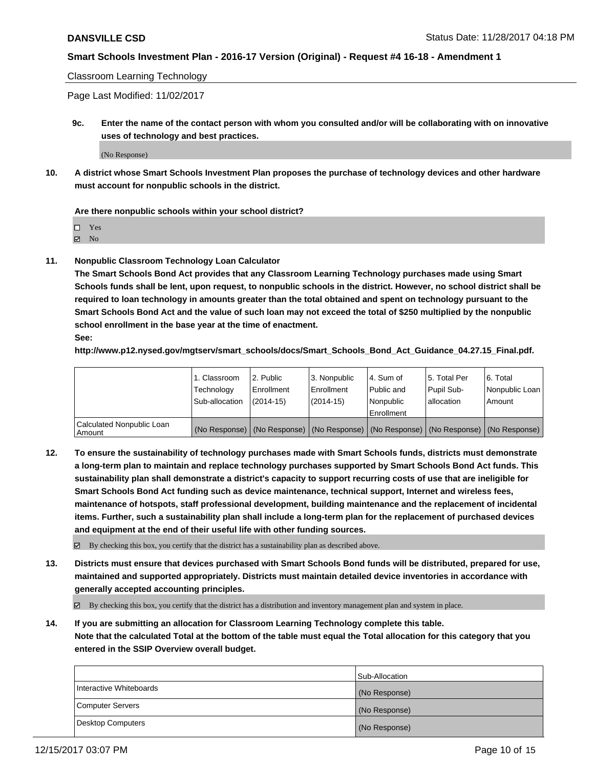Classroom Learning Technology

Page Last Modified: 11/02/2017

**9c. Enter the name of the contact person with whom you consulted and/or will be collaborating with on innovative uses of technology and best practices.**

(No Response)

**10. A district whose Smart Schools Investment Plan proposes the purchase of technology devices and other hardware must account for nonpublic schools in the district.**

**Are there nonpublic schools within your school district?**

- ☐ Yes
- ☑ No

**11. Nonpublic Classroom Technology Loan Calculator**

**The Smart Schools Bond Act provides that any Classroom Learning Technology purchases made using Smart Schools funds shall be lent, upon request, to nonpublic schools in the district. However, no school district shall be required to loan technology in amounts greater than the total obtained and spent on technology pursuant to the Smart Schools Bond Act and the value of such loan may not exceed the total of $250 multiplied by the nonpublic school enrollment in the base year at the time of enactment.**

**See:**

**http://www.p12.nysed.gov/mgtserv/smart_schools/docs/Smart_Schools_Bond_Act_Guidance_04.27.15_Final.pdf.**

| | 1. Classroom Technology Sub-allocation | 2. Public Enrollment (2014-15) | 3. Nonpublic Enrollment (2014-15) | 4. Sum of Public and Nonpublic Enrollment | 5. Total Per Pupil Sub-allocation | 6. Total Nonpublic Loan Amount |
|---|---|---|---|---|---|---|
| Calculated Nonpublic Loan Amount | (No Response) | (No Response) | (No Response) | (No Response) | (No Response) | (No Response) |

**12. To ensure the sustainability of technology purchases made with Smart Schools funds, districts must demonstrate a long-term plan to maintain and replace technology purchases supported by Smart Schools Bond Act funds. This sustainability plan shall demonstrate a district's capacity to support recurring costs of use that are ineligible for Smart Schools Bond Act funding such as device maintenance, technical support, Internet and wireless fees, maintenance of hotspots, staff professional development, building maintenance and the replacement of incidental items. Further, such a sustainability plan shall include a long-term plan for the replacement of purchased devices and equipment at the end of their useful life with other funding sources.**

☑ By checking this box, you certify that the district has a sustainability plan as described above.

**13. Districts must ensure that devices purchased with Smart Schools Bond funds will be distributed, prepared for use, maintained and supported appropriately. Districts must maintain detailed device inventories in accordance with generally accepted accounting principles.**

☑ By checking this box, you certify that the district has a distribution and inventory management plan and system in place.

**14. If you are submitting an allocation for Classroom Learning Technology complete this table. Note that the calculated Total at the bottom of the table must equal the Total allocation for this category that you entered in the SSIP Overview overall budget.**

| | Sub-Allocation |
|---|---|
| Interactive Whiteboards | (No Response) |
| Computer Servers | (No Response) |
| Desktop Computers | (No Response) |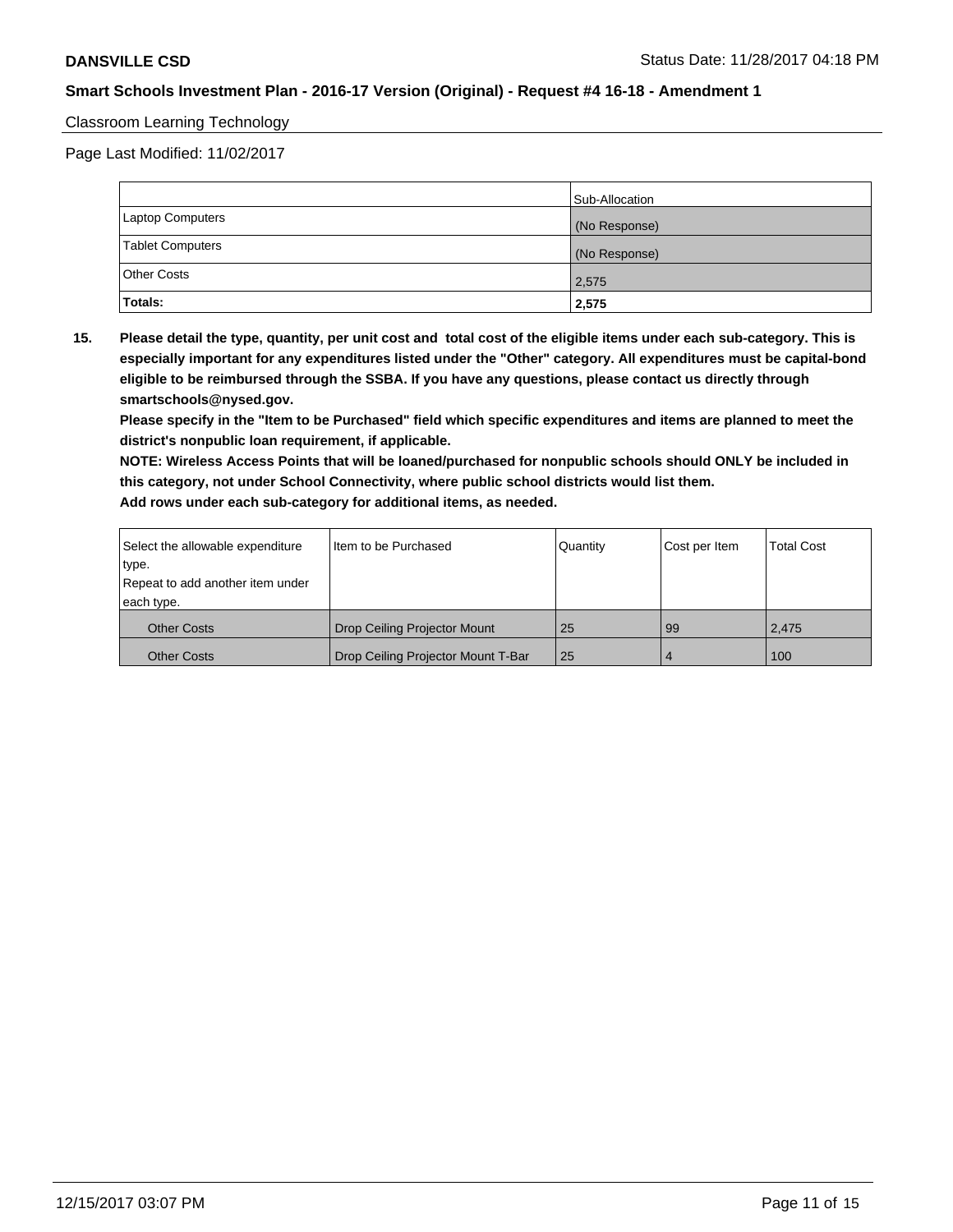Classroom Learning Technology

Page Last Modified: 11/02/2017

| | Sub-Allocation |
|---|---|
| Laptop Computers | (No Response) |
| Tablet Computers | (No Response) |
| Other Costs | 2,575 |
| **Totals:** | **2,575** |

**15. Please detail the type, quantity, per unit cost and total cost of the eligible items under each sub-category. This is especially important for any expenditures listed under the "Other" category. All expenditures must be capital-bond eligible to be reimbursed through the SSBA. If you have any questions, please contact us directly through smartschools@nysed.gov.**

**Please specify in the "Item to be Purchased" field which specific expenditures and items are planned to meet the district's nonpublic loan requirement, if applicable.**

**NOTE: Wireless Access Points that will be loaned/purchased for nonpublic schools should ONLY be included in this category, not under School Connectivity, where public school districts would list them.**

**Add rows under each sub-category for additional items, as needed.**

| Select the allowable expenditure type. Repeat to add another item under each type. | Item to be Purchased | Quantity | Cost per Item | Total Cost |
|---|---|---|---|---|
| Other Costs | Drop Ceiling Projector Mount | 25 | 99 | 2,475 |
| Other Costs | Drop Ceiling Projector Mount T-Bar | 25 | 4 | 100 |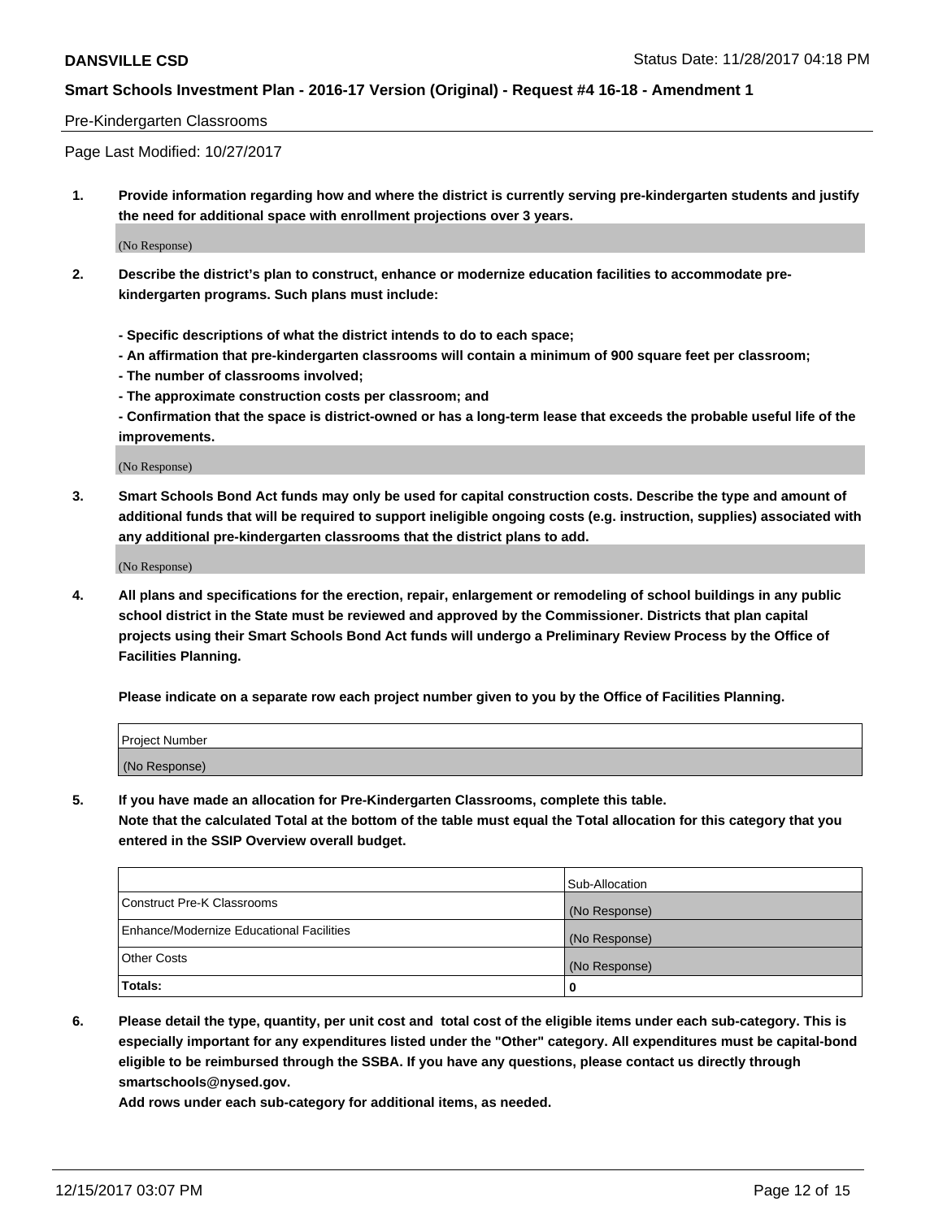Pre-Kindergarten Classrooms

Page Last Modified: 10/27/2017

**1. Provide information regarding how and where the district is currently serving pre-kindergarten students and justify the need for additional space with enrollment projections over 3 years.**

(No Response)

**2. Describe the district's plan to construct, enhance or modernize education facilities to accommodate pre-kindergarten programs. Such plans must include:**

**- Specific descriptions of what the district intends to do to each space;**
**- An affirmation that pre-kindergarten classrooms will contain a minimum of 900 square feet per classroom;**
**- The number of classrooms involved;**
**- The approximate construction costs per classroom; and**
**- Confirmation that the space is district-owned or has a long-term lease that exceeds the probable useful life of the improvements.**

(No Response)

**3. Smart Schools Bond Act funds may only be used for capital construction costs. Describe the type and amount of additional funds that will be required to support ineligible ongoing costs (e.g. instruction, supplies) associated with any additional pre-kindergarten classrooms that the district plans to add.**

(No Response)

**4. All plans and specifications for the erection, repair, enlargement or remodeling of school buildings in any public school district in the State must be reviewed and approved by the Commissioner. Districts that plan capital projects using their Smart Schools Bond Act funds will undergo a Preliminary Review Process by the Office of Facilities Planning.**

**Please indicate on a separate row each project number given to you by the Office of Facilities Planning.**

| Project Number |
| --- |
| (No Response) |

**5. If you have made an allocation for Pre-Kindergarten Classrooms, complete this table.**
**Note that the calculated Total at the bottom of the table must equal the Total allocation for this category that you entered in the SSIP Overview overall budget.**

| | Sub-Allocation |
| --- | --- |
| Construct Pre-K Classrooms | (No Response) |
| Enhance/Modernize Educational Facilities | (No Response) |
| Other Costs | (No Response) |
| **Totals:** | **0** |

**6. Please detail the type, quantity, per unit cost and total cost of the eligible items under each sub-category. This is especially important for any expenditures listed under the "Other" category. All expenditures must be capital-bond eligible to be reimbursed through the SSBA. If you have any questions, please contact us directly through smartschools@nysed.gov.**

**Add rows under each sub-category for additional items, as needed.**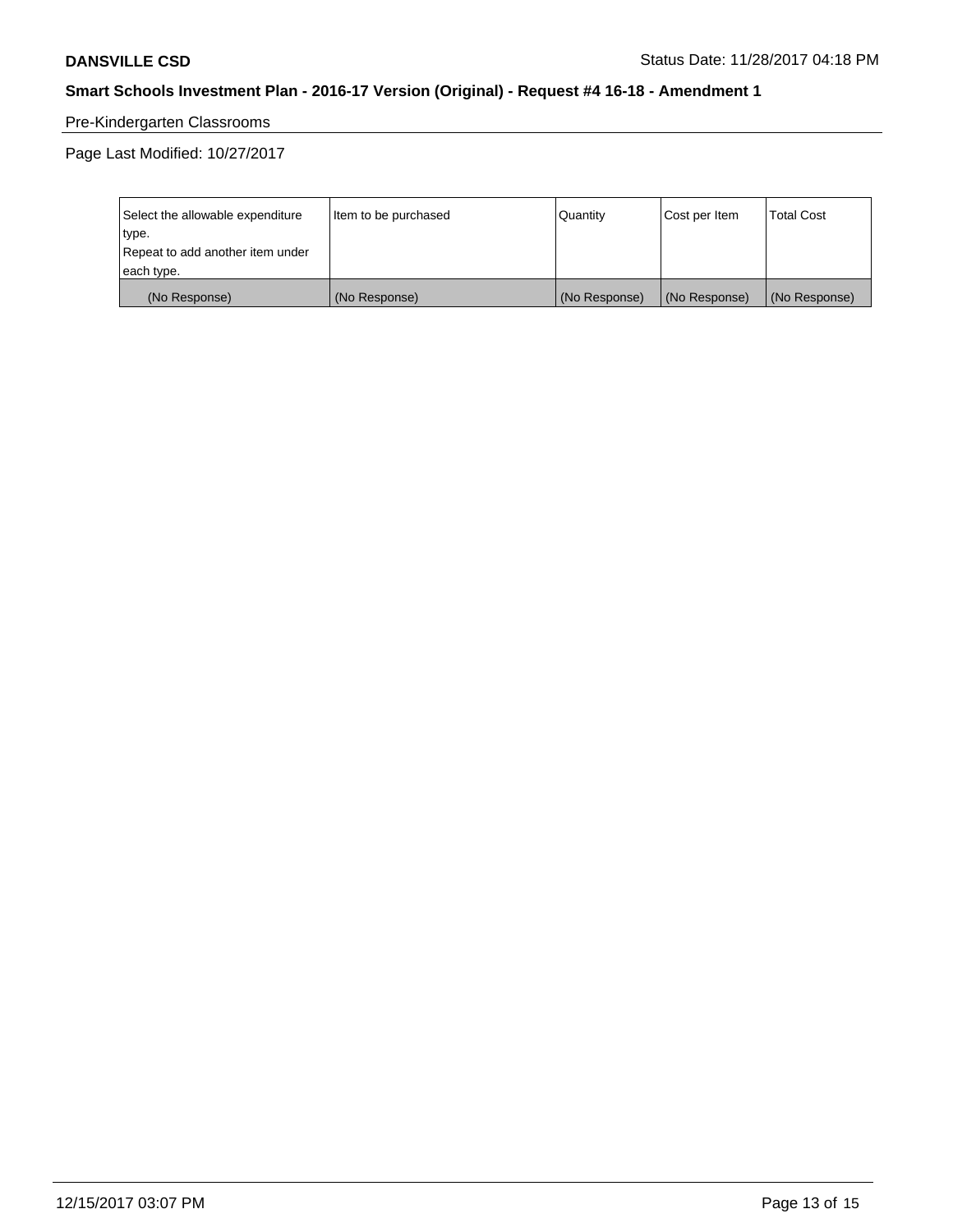## Pre-Kindergarten Classrooms

Page Last Modified: 10/27/2017

| Select the allowable expenditure type. Repeat to add another item under each type. | Item to be purchased | Quantity | Cost per Item | Total Cost |
|---|---|---|---|---|
| (No Response) | (No Response) | (No Response) | (No Response) | (No Response) |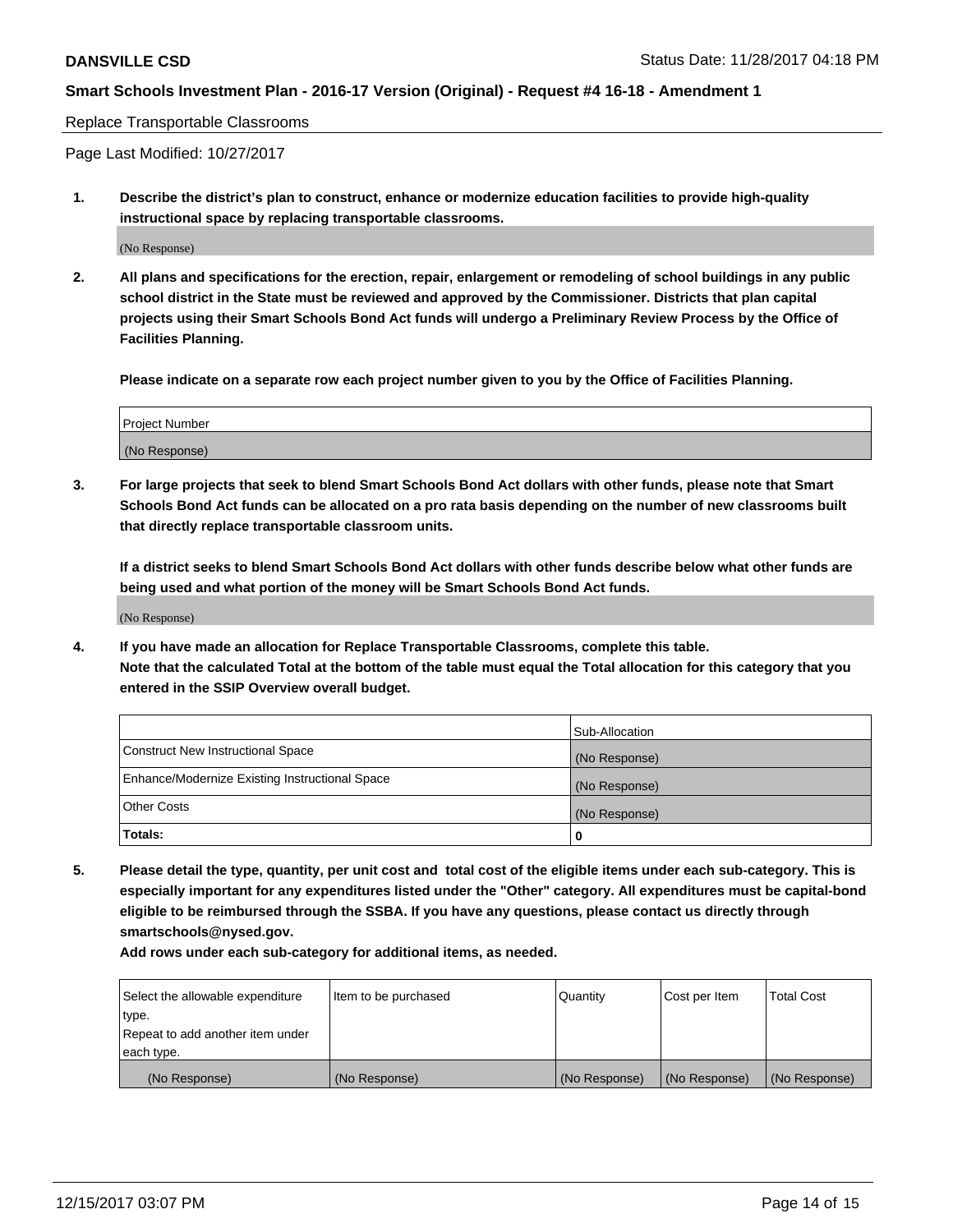Replace Transportable Classrooms

Page Last Modified: 10/27/2017

**1. Describe the district's plan to construct, enhance or modernize education facilities to provide high-quality instructional space by replacing transportable classrooms.**

(No Response)

**2. All plans and specifications for the erection, repair, enlargement or remodeling of school buildings in any public school district in the State must be reviewed and approved by the Commissioner. Districts that plan capital projects using their Smart Schools Bond Act funds will undergo a Preliminary Review Process by the Office of Facilities Planning.**

**Please indicate on a separate row each project number given to you by the Office of Facilities Planning.**

| Project Number |
| --- |
| (No Response) |

**3. For large projects that seek to blend Smart Schools Bond Act dollars with other funds, please note that Smart Schools Bond Act funds can be allocated on a pro rata basis depending on the number of new classrooms built that directly replace transportable classroom units.**

**If a district seeks to blend Smart Schools Bond Act dollars with other funds describe below what other funds are being used and what portion of the money will be Smart Schools Bond Act funds.**

(No Response)

**4. If you have made an allocation for Replace Transportable Classrooms, complete this table. Note that the calculated Total at the bottom of the table must equal the Total allocation for this category that you entered in the SSIP Overview overall budget.**

| | Sub-Allocation |
| --- | --- |
| Construct New Instructional Space | (No Response) |
| Enhance/Modernize Existing Instructional Space | (No Response) |
| Other Costs | (No Response) |
| **Totals:** | **0** |

**5. Please detail the type, quantity, per unit cost and total cost of the eligible items under each sub-category. This is especially important for any expenditures listed under the "Other" category. All expenditures must be capital-bond eligible to be reimbursed through the SSBA. If you have any questions, please contact us directly through smartschools@nysed.gov.**

**Add rows under each sub-category for additional items, as needed.**

| Select the allowable expenditure type. Repeat to add another item under each type. | Item to be purchased | Quantity | Cost per Item | Total Cost |
| --- | --- | --- | --- | --- |
| (No Response) | (No Response) | (No Response) | (No Response) | (No Response) |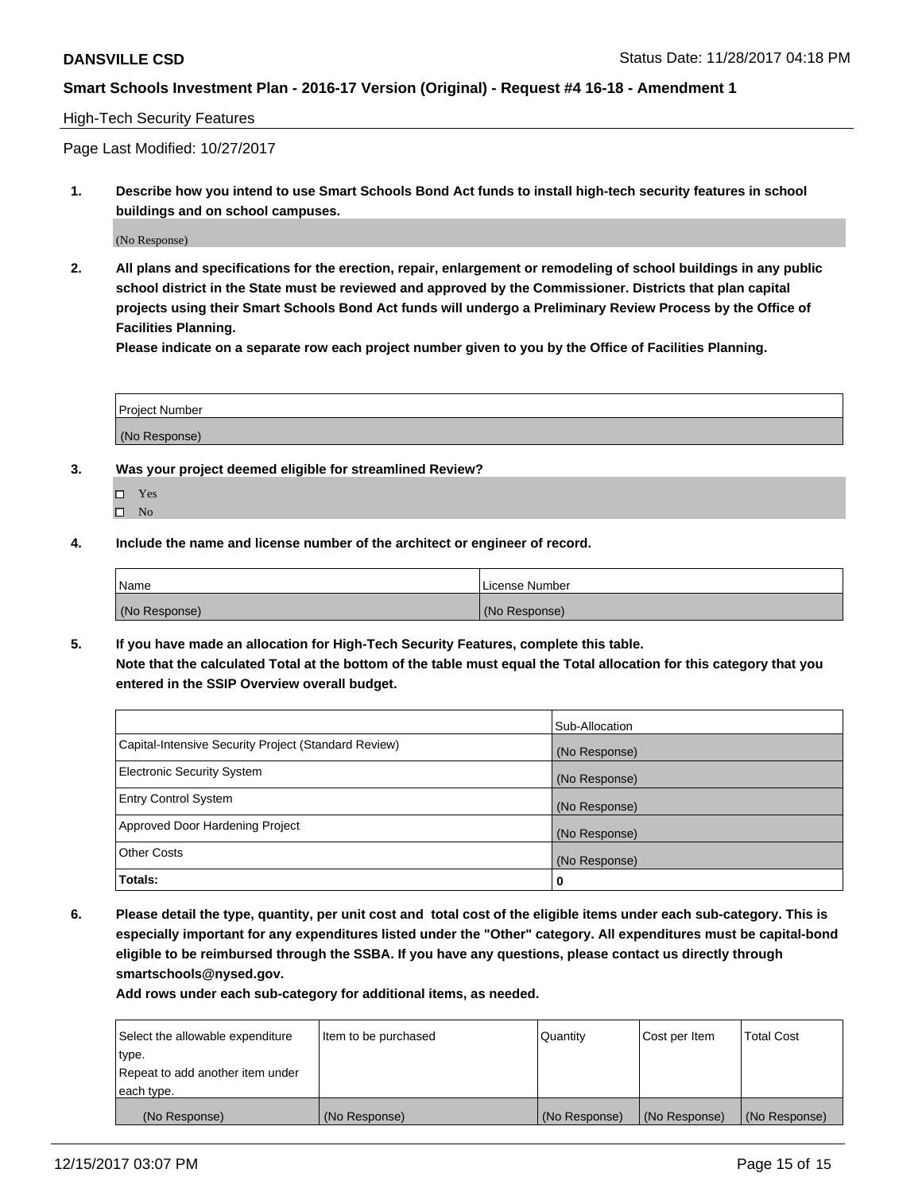**DANSVILLE CSD** Status Date: 11/28/2017 04:18 PM

**Smart Schools Investment Plan - 2016-17 Version (Original) - Request #4 16-18 - Amendment 1**

High-Tech Security Features

Page Last Modified: 10/27/2017

1. **Describe how you intend to use Smart Schools Bond Act funds to install high-tech security features in school buildings and on school campuses.**

   (No Response)

2. **All plans and specifications for the erection, repair, enlargement or remodeling of school buildings in any public school district in the State must be reviewed and approved by the Commissioner. Districts that plan capital projects using their Smart Schools Bond Act funds will undergo a Preliminary Review Process by the Office of Facilities Planning.**

   **Please indicate on a separate row each project number given to you by the Office of Facilities Planning.**

| Project Number |
| --- |
| (No Response) |

3. **Was your project deemed eligible for streamlined Review?**

   - ☐ Yes
   - ☐ No

4. **Include the name and license number of the architect or engineer of record.**

| Name | License Number |
| --- | --- |
| (No Response) | (No Response) |

5. **If you have made an allocation for High-Tech Security Features, complete this table.**
   **Note that the calculated Total at the bottom of the table must equal the Total allocation for this category that you entered in the SSIP Overview overall budget.**

| | Sub-Allocation |
| --- | --- |
| Capital-Intensive Security Project (Standard Review) | (No Response) |
| Electronic Security System | (No Response) |
| Entry Control System | (No Response) |
| Approved Door Hardening Project | (No Response) |
| Other Costs | (No Response) |
| **Totals:** | **0** |

6. **Please detail the type, quantity, per unit cost and total cost of the eligible items under each sub-category. This is especially important for any expenditures listed under the "Other" category. All expenditures must be capital-bond eligible to be reimbursed through the SSBA. If you have any questions, please contact us directly through smartschools@nysed.gov.**

   **Add rows under each sub-category for additional items, as needed.**

| Select the allowable expenditure type. Repeat to add another item under each type. | Item to be purchased | Quantity | Cost per Item | Total Cost |
| --- | --- | --- | --- | --- |
| (No Response) | (No Response) | (No Response) | (No Response) | (No Response) |